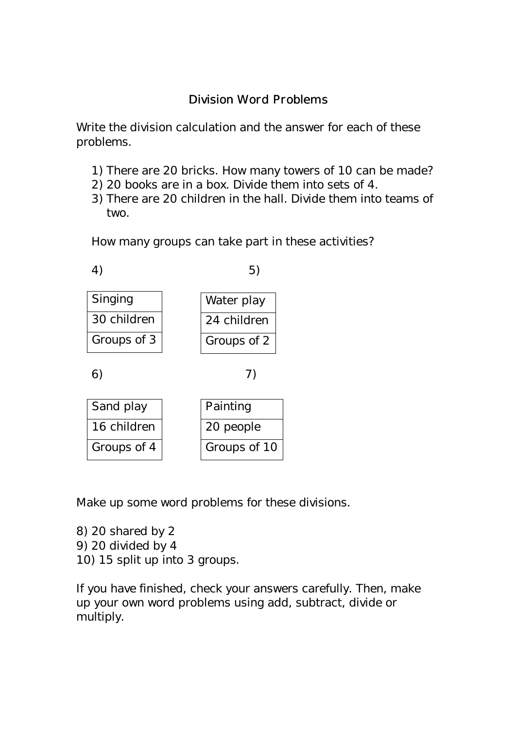# Division Word Problems

Write the division calculation and the answer for each of these problems.

1) There are 20 bricks. How many towers of 10 can be made?
2) 20 books are in a box. Divide them into sets of 4.
3) There are 20 children in the hall. Divide them into teams of two.

How many groups can take part in these activities?

4)

| Singing |
| --- |
| 30 children |
| Groups of 3 |

5)

| Water play |
| --- |
| 24 children |
| Groups of 2 |

6)

| Sand play |
| --- |
| 16 children |
| Groups of 4 |

7)

| Painting |
| --- |
| 20 people |
| Groups of 10 |

Make up some word problems for these divisions.

8) 20 shared by 2
9) 20 divided by 4
10) 15 split up into 3 groups.

If you have finished, check your answers carefully. Then, make up your own word problems using add, subtract, divide or multiply.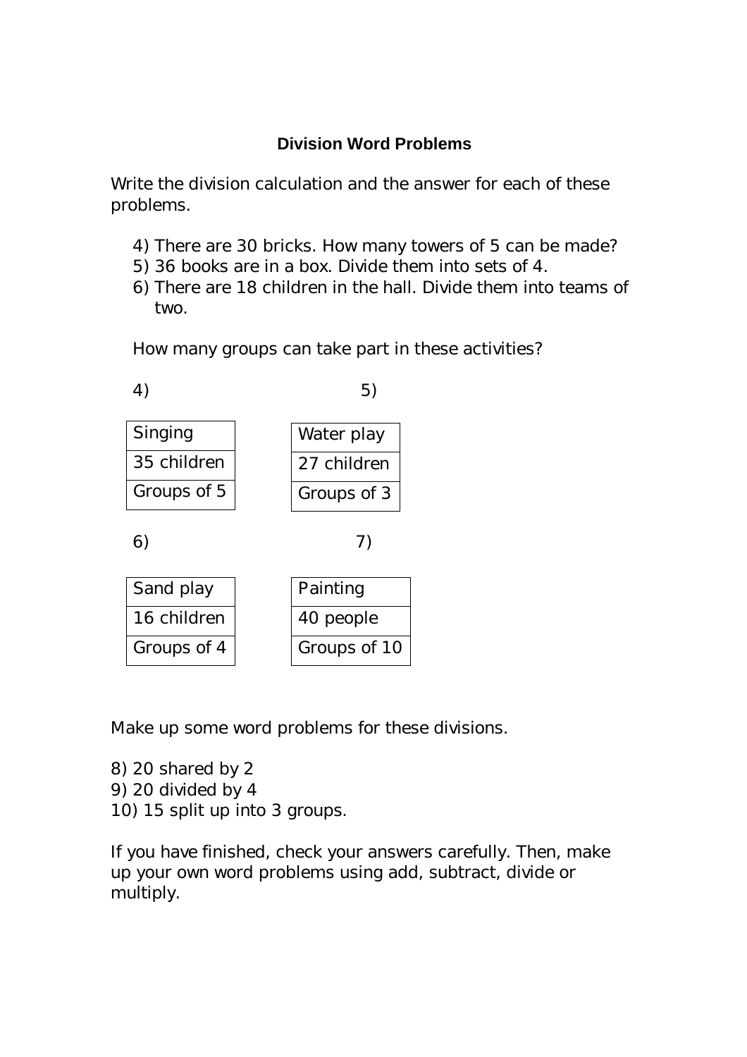### Division Word Problems

Write the division calculation and the answer for each of these problems.

4) There are 30 bricks. How many towers of 5 can be made?
5) 36 books are in a box. Divide them into sets of 4.
6) There are 18 children in the hall. Divide them into teams of two.

How many groups can take part in these activities?

4)

| |
|---|
| Singing |
| 35 children |
| Groups of 5 |

5)

| |
|---|
| Water play |
| 27 children |
| Groups of 3 |

6)

| |
|---|
| Sand play |
| 16 children |
| Groups of 4 |

7)

| |
|---|
| Painting |
| 40 people |
| Groups of 10 |

Make up some word problems for these divisions.

8) 20 shared by 2
9) 20 divided by 4
10) 15 split up into 3 groups.

If you have finished, check your answers carefully. Then, make up your own word problems using add, subtract, divide or multiply.